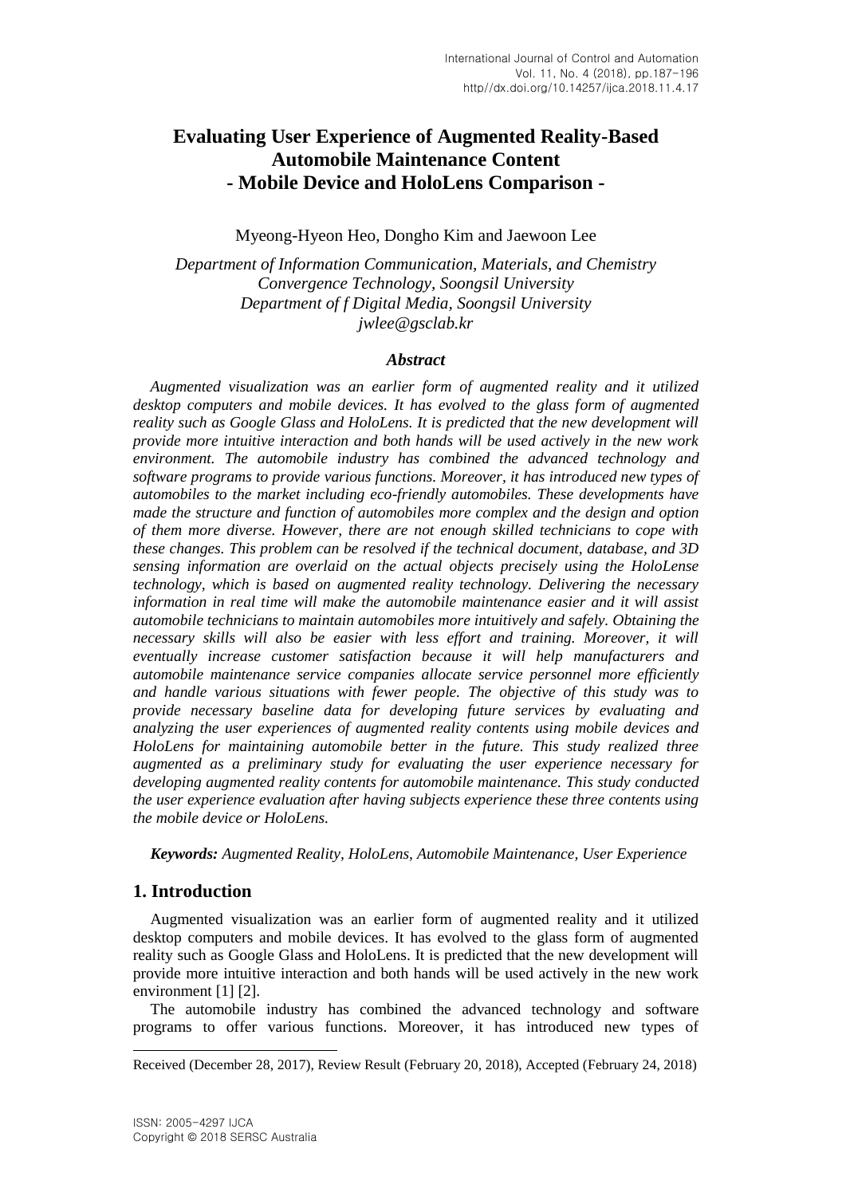# Evaluating User Experience of Augmented Reality-Based Automobile Maintenance Content - Mobile Device and HoloLens Comparison -

Myeong-Hyeon Heo, Dongho Kim and Jaewoon Lee

*Department of Information Communication, Materials, and Chemistry Convergence Technology, Soongsil University*
*Department of f Digital Media, Soongsil University*
*jwlee@gsclab.kr*

### *Abstract*

*Augmented visualization was an earlier form of augmented reality and it utilized desktop computers and mobile devices. It has evolved to the glass form of augmented reality such as Google Glass and HoloLens. It is predicted that the new development will provide more intuitive interaction and both hands will be used actively in the new work environment. The automobile industry has combined the advanced technology and software programs to provide various functions. Moreover, it has introduced new types of automobiles to the market including eco-friendly automobiles. These developments have made the structure and function of automobiles more complex and the design and option of them more diverse. However, there are not enough skilled technicians to cope with these changes. This problem can be resolved if the technical document, database, and 3D sensing information are overlaid on the actual objects precisely using the HoloLense technology, which is based on augmented reality technology. Delivering the necessary information in real time will make the automobile maintenance easier and it will assist automobile technicians to maintain automobiles more intuitively and safely. Obtaining the necessary skills will also be easier with less effort and training. Moreover, it will eventually increase customer satisfaction because it will help manufacturers and automobile maintenance service companies allocate service personnel more efficiently and handle various situations with fewer people. The objective of this study was to provide necessary baseline data for developing future services by evaluating and analyzing the user experiences of augmented reality contents using mobile devices and HoloLens for maintaining automobile better in the future. This study realized three augmented as a preliminary study for evaluating the user experience necessary for developing augmented reality contents for automobile maintenance. This study conducted the user experience evaluation after having subjects experience these three contents using the mobile device or HoloLens.*

***Keywords:*** *Augmented Reality, HoloLens, Automobile Maintenance, User Experience*

## 1. Introduction

Augmented visualization was an earlier form of augmented reality and it utilized desktop computers and mobile devices. It has evolved to the glass form of augmented reality such as Google Glass and HoloLens. It is predicted that the new development will provide more intuitive interaction and both hands will be used actively in the new work environment [1] [2].

The automobile industry has combined the advanced technology and software programs to offer various functions. Moreover, it has introduced new types of

Received (December 28, 2017), Review Result (February 20, 2018), Accepted (February 24, 2018)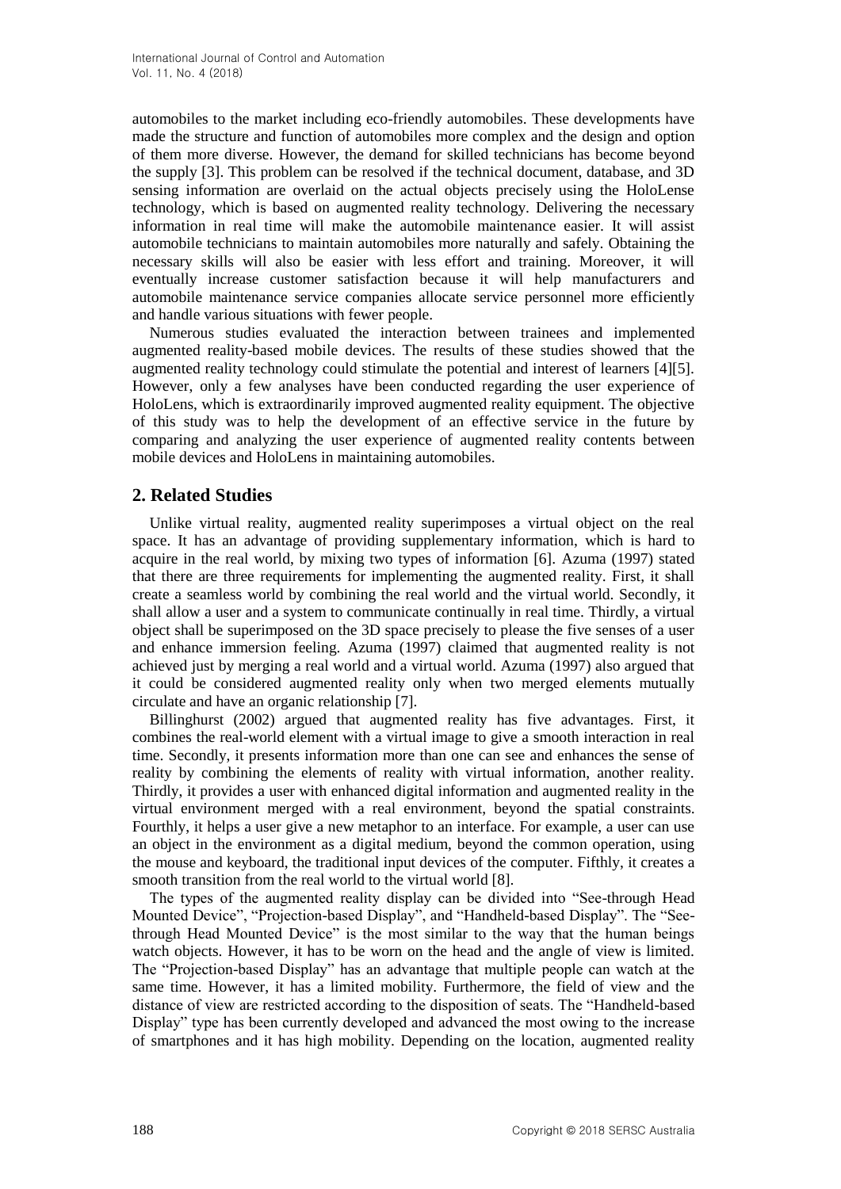automobiles to the market including eco-friendly automobiles. These developments have made the structure and function of automobiles more complex and the design and option of them more diverse. However, the demand for skilled technicians has become beyond the supply [3]. This problem can be resolved if the technical document, database, and 3D sensing information are overlaid on the actual objects precisely using the HoloLense technology, which is based on augmented reality technology. Delivering the necessary information in real time will make the automobile maintenance easier. It will assist automobile technicians to maintain automobiles more naturally and safely. Obtaining the necessary skills will also be easier with less effort and training. Moreover, it will eventually increase customer satisfaction because it will help manufacturers and automobile maintenance service companies allocate service personnel more efficiently and handle various situations with fewer people.

Numerous studies evaluated the interaction between trainees and implemented augmented reality-based mobile devices. The results of these studies showed that the augmented reality technology could stimulate the potential and interest of learners [4][5]. However, only a few analyses have been conducted regarding the user experience of HoloLens, which is extraordinarily improved augmented reality equipment. The objective of this study was to help the development of an effective service in the future by comparing and analyzing the user experience of augmented reality contents between mobile devices and HoloLens in maintaining automobiles.

## 2. Related Studies

Unlike virtual reality, augmented reality superimposes a virtual object on the real space. It has an advantage of providing supplementary information, which is hard to acquire in the real world, by mixing two types of information [6]. Azuma (1997) stated that there are three requirements for implementing the augmented reality. First, it shall create a seamless world by combining the real world and the virtual world. Secondly, it shall allow a user and a system to communicate continually in real time. Thirdly, a virtual object shall be superimposed on the 3D space precisely to please the five senses of a user and enhance immersion feeling. Azuma (1997) claimed that augmented reality is not achieved just by merging a real world and a virtual world. Azuma (1997) also argued that it could be considered augmented reality only when two merged elements mutually circulate and have an organic relationship [7].

Billinghurst (2002) argued that augmented reality has five advantages. First, it combines the real-world element with a virtual image to give a smooth interaction in real time. Secondly, it presents information more than one can see and enhances the sense of reality by combining the elements of reality with virtual information, another reality. Thirdly, it provides a user with enhanced digital information and augmented reality in the virtual environment merged with a real environment, beyond the spatial constraints. Fourthly, it helps a user give a new metaphor to an interface. For example, a user can use an object in the environment as a digital medium, beyond the common operation, using the mouse and keyboard, the traditional input devices of the computer. Fifthly, it creates a smooth transition from the real world to the virtual world [8].

The types of the augmented reality display can be divided into "See-through Head Mounted Device", "Projection-based Display", and "Handheld-based Display". The "See-through Head Mounted Device" is the most similar to the way that the human beings watch objects. However, it has to be worn on the head and the angle of view is limited. The "Projection-based Display" has an advantage that multiple people can watch at the same time. However, it has a limited mobility. Furthermore, the field of view and the distance of view are restricted according to the disposition of seats. The "Handheld-based Display" type has been currently developed and advanced the most owing to the increase of smartphones and it has high mobility. Depending on the location, augmented reality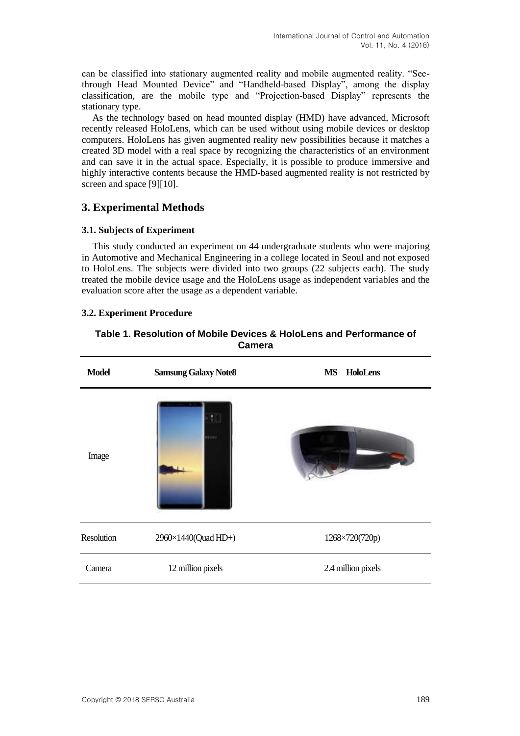can be classified into stationary augmented reality and mobile augmented reality. "See-through Head Mounted Device" and "Handheld-based Display", among the display classification, are the mobile type and "Projection-based Display" represents the stationary type.

As the technology based on head mounted display (HMD) have advanced, Microsoft recently released HoloLens, which can be used without using mobile devices or desktop computers. HoloLens has given augmented reality new possibilities because it matches a created 3D model with a real space by recognizing the characteristics of an environment and can save it in the actual space. Especially, it is possible to produce immersive and highly interactive contents because the HMD-based augmented reality is not restricted by screen and space [9][10].

## 3. Experimental Methods

### 3.1. Subjects of Experiment

This study conducted an experiment on 44 undergraduate students who were majoring in Automotive and Mechanical Engineering in a college located in Seoul and not exposed to HoloLens. The subjects were divided into two groups (22 subjects each). The study treated the mobile device usage and the HoloLens usage as independent variables and the evaluation score after the usage as a dependent variable.

### 3.2. Experiment Procedure

**Table 1. Resolution of Mobile Devices & HoloLens and Performance of Camera**

| Model | Samsung Galaxy Note8 | MS HoloLens |
|---|---|---|
| Image | | |
| Resolution | 2960×1440(Quad HD+) | 1268×720(720p) |
| Camera | 12 million pixels | 2.4 million pixels |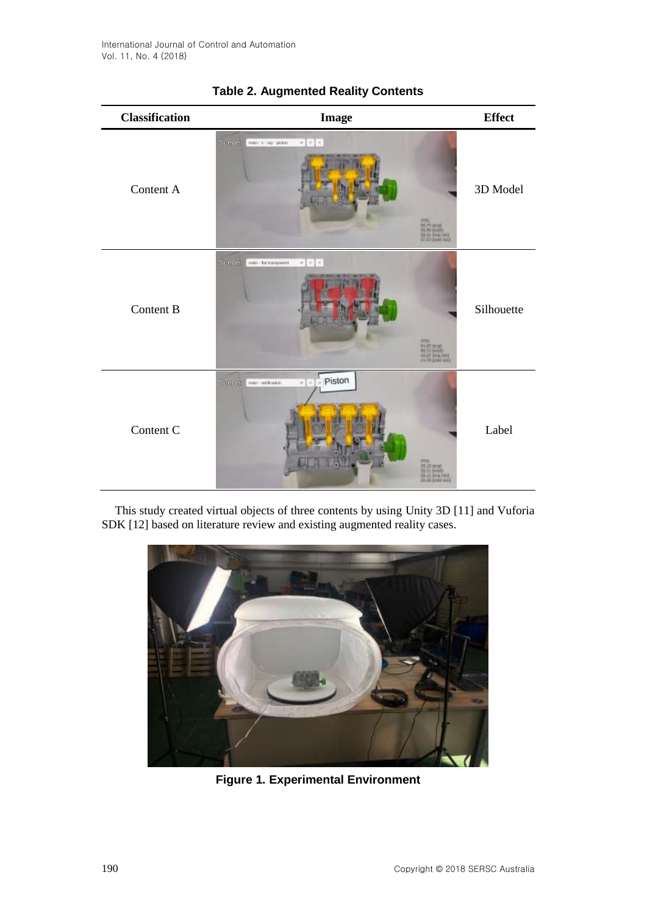**Table 2. Augmented Reality Contents**

| Classification | Image | Effect |
|---|---|---|
| Content A | | 3D Model |
| Content B | | Silhouette |
| Content C | | Label |

This study created virtual objects of three contents by using Unity 3D [11] and Vuforia SDK [12] based on literature review and existing augmented reality cases.

**Figure 1. Experimental Environment**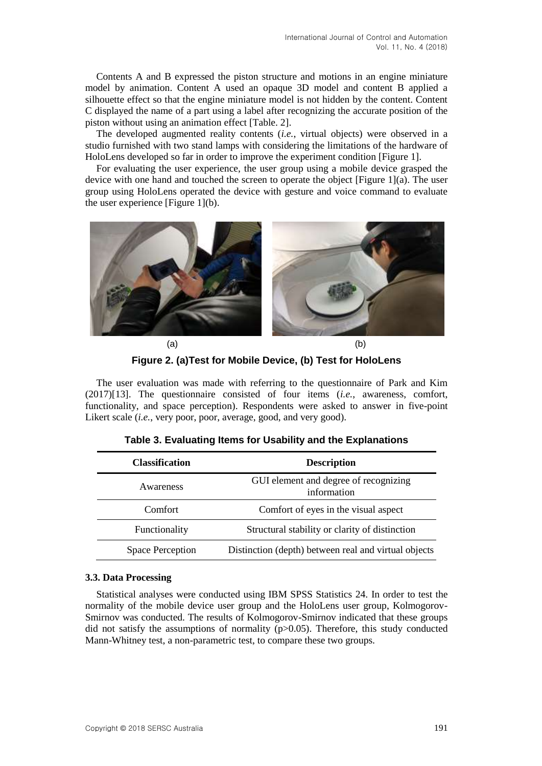Contents A and B expressed the piston structure and motions in an engine miniature model by animation. Content A used an opaque 3D model and content B applied a silhouette effect so that the engine miniature model is not hidden by the content. Content C displayed the name of a part using a label after recognizing the accurate position of the piston without using an animation effect [Table. 2].

The developed augmented reality contents (*i.e.*, virtual objects) were observed in a studio furnished with two stand lamps with considering the limitations of the hardware of HoloLens developed so far in order to improve the experiment condition [Figure 1].

For evaluating the user experience, the user group using a mobile device grasped the device with one hand and touched the screen to operate the object [Figure 1](a). The user group using HoloLens operated the device with gesture and voice command to evaluate the user experience [Figure 1](b).

(a) (b)

**Figure 2. (a)Test for Mobile Device, (b) Test for HoloLens**

The user evaluation was made with referring to the questionnaire of Park and Kim (2017)[13]. The questionnaire consisted of four items (*i.e.*, awareness, comfort, functionality, and space perception). Respondents were asked to answer in five-point Likert scale (*i.e.*, very poor, poor, average, good, and very good).

**Table 3. Evaluating Items for Usability and the Explanations**

| Classification | Description |
| --- | --- |
| Awareness | GUI element and degree of recognizing information |
| Comfort | Comfort of eyes in the visual aspect |
| Functionality | Structural stability or clarity of distinction |
| Space Perception | Distinction (depth) between real and virtual objects |

### 3.3. Data Processing

Statistical analyses were conducted using IBM SPSS Statistics 24. In order to test the normality of the mobile device user group and the HoloLens user group, Kolmogorov-Smirnov was conducted. The results of Kolmogorov-Smirnov indicated that these groups did not satisfy the assumptions of normality ($p>0.05$). Therefore, this study conducted Mann-Whitney test, a non-parametric test, to compare these two groups.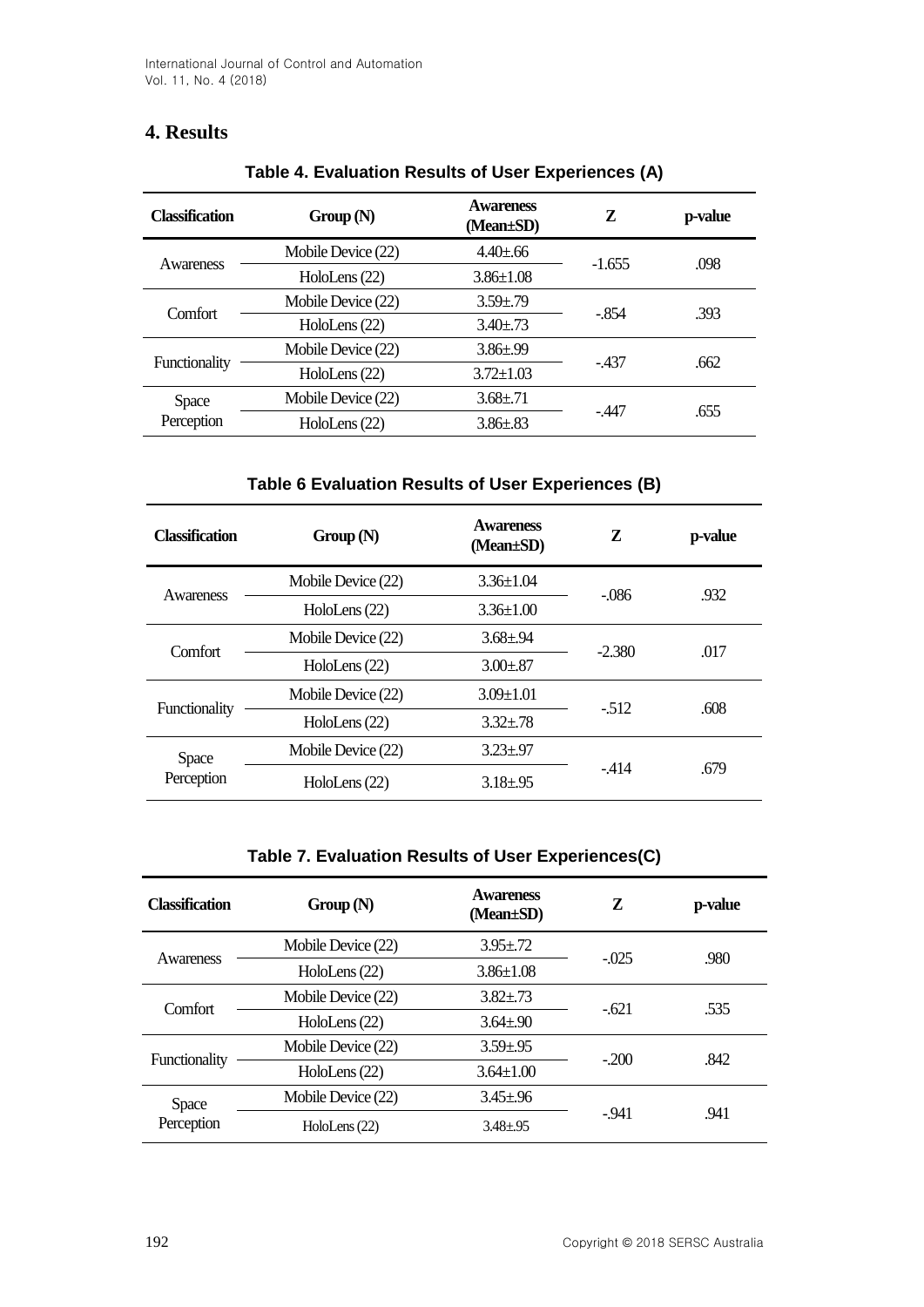## 4. Results

**Table 4. Evaluation Results of User Experiences (A)**

| Classification | Group (N) | Awareness (Mean±SD) | Z | p-value |
|---|---|---|---|---|
| Awareness | Mobile Device (22) | 4.40±.66 | -1.655 | .098 |
| | HoloLens (22) | 3.86±1.08 | | |
| Comfort | Mobile Device (22) | 3.59±.79 | -.854 | .393 |
| | HoloLens (22) | 3.40±.73 | | |
| Functionality | Mobile Device (22) | 3.86±.99 | -.437 | .662 |
| | HoloLens (22) | 3.72±1.03 | | |
| Space Perception | Mobile Device (22) | 3.68±.71 | -.447 | .655 |
| | HoloLens (22) | 3.86±.83 | | |

**Table 6 Evaluation Results of User Experiences (B)**

| Classification | Group (N) | Awareness (Mean±SD) | Z | p-value |
|---|---|---|---|---|
| Awareness | Mobile Device (22) | 3.36±1.04 | -.086 | .932 |
| | HoloLens (22) | 3.36±1.00 | | |
| Comfort | Mobile Device (22) | 3.68±.94 | -2.380 | .017 |
| | HoloLens (22) | 3.00±.87 | | |
| Functionality | Mobile Device (22) | 3.09±1.01 | -.512 | .608 |
| | HoloLens (22) | 3.32±.78 | | |
| Space Perception | Mobile Device (22) | 3.23±.97 | -.414 | .679 |
| | HoloLens (22) | 3.18±.95 | | |

**Table 7. Evaluation Results of User Experiences(C)**

| Classification | Group (N) | Awareness (Mean±SD) | Z | p-value |
|---|---|---|---|---|
| Awareness | Mobile Device (22) | 3.95±.72 | -.025 | .980 |
| | HoloLens (22) | 3.86±1.08 | | |
| Comfort | Mobile Device (22) | 3.82±.73 | -.621 | .535 |
| | HoloLens (22) | 3.64±.90 | | |
| Functionality | Mobile Device (22) | 3.59±.95 | -.200 | .842 |
| | HoloLens (22) | 3.64±1.00 | | |
| Space Perception | Mobile Device (22) | 3.45±.96 | -.941 | .941 |
| | HoloLens (22) | 3.48±.95 | | |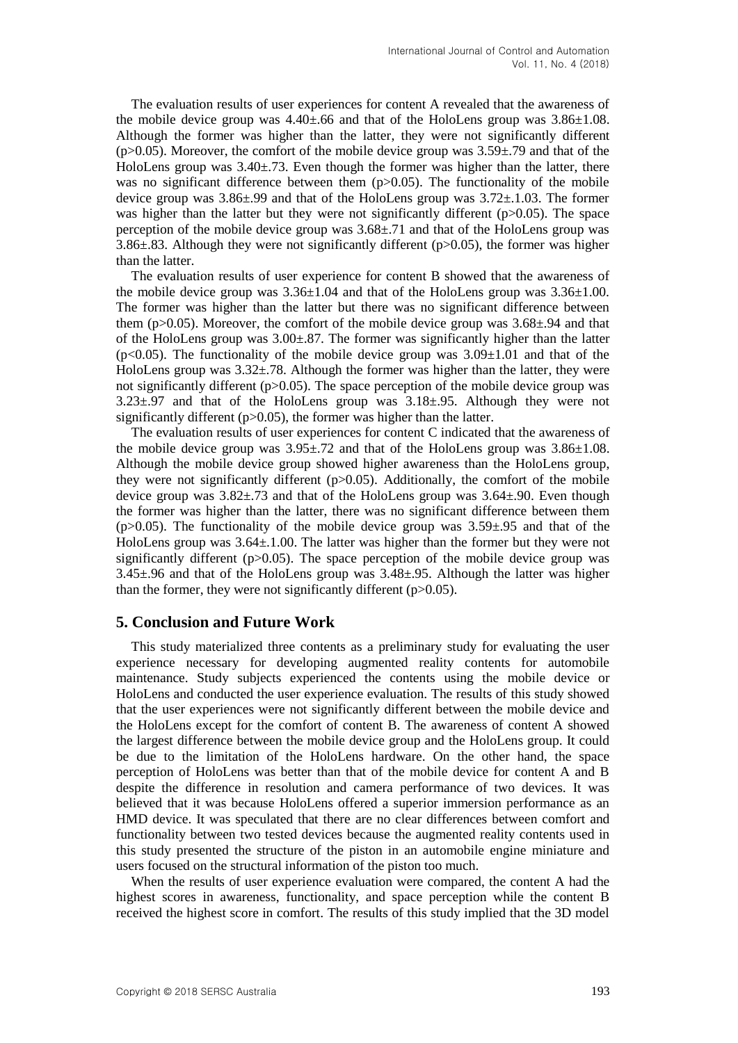The evaluation results of user experiences for content A revealed that the awareness of the mobile device group was 4.40±.66 and that of the HoloLens group was 3.86±1.08. Although the former was higher than the latter, they were not significantly different ($p>0.05$). Moreover, the comfort of the mobile device group was 3.59±.79 and that of the HoloLens group was 3.40±.73. Even though the former was higher than the latter, there was no significant difference between them ($p>0.05$). The functionality of the mobile device group was 3.86±.99 and that of the HoloLens group was 3.72±.1.03. The former was higher than the latter but they were not significantly different ($p>0.05$). The space perception of the mobile device group was 3.68±.71 and that of the HoloLens group was 3.86±.83. Although they were not significantly different ($p>0.05$), the former was higher than the latter.

The evaluation results of user experience for content B showed that the awareness of the mobile device group was 3.36±1.04 and that of the HoloLens group was 3.36±1.00. The former was higher than the latter but there was no significant difference between them ($p>0.05$). Moreover, the comfort of the mobile device group was 3.68±.94 and that of the HoloLens group was 3.00±.87. The former was significantly higher than the latter ($p<0.05$). The functionality of the mobile device group was 3.09±1.01 and that of the HoloLens group was 3.32±.78. Although the former was higher than the latter, they were not significantly different ($p>0.05$). The space perception of the mobile device group was 3.23±.97 and that of the HoloLens group was 3.18±.95. Although they were not significantly different ($p>0.05$), the former was higher than the latter.

The evaluation results of user experiences for content C indicated that the awareness of the mobile device group was 3.95±.72 and that of the HoloLens group was 3.86±1.08. Although the mobile device group showed higher awareness than the HoloLens group, they were not significantly different ($p>0.05$). Additionally, the comfort of the mobile device group was 3.82±.73 and that of the HoloLens group was 3.64±.90. Even though the former was higher than the latter, there was no significant difference between them ($p>0.05$). The functionality of the mobile device group was 3.59±.95 and that of the HoloLens group was 3.64±.1.00. The latter was higher than the former but they were not significantly different ($p>0.05$). The space perception of the mobile device group was 3.45±.96 and that of the HoloLens group was 3.48±.95. Although the latter was higher than the former, they were not significantly different ($p>0.05$).

## 5. Conclusion and Future Work

This study materialized three contents as a preliminary study for evaluating the user experience necessary for developing augmented reality contents for automobile maintenance. Study subjects experienced the contents using the mobile device or HoloLens and conducted the user experience evaluation. The results of this study showed that the user experiences were not significantly different between the mobile device and the HoloLens except for the comfort of content B. The awareness of content A showed the largest difference between the mobile device group and the HoloLens group. It could be due to the limitation of the HoloLens hardware. On the other hand, the space perception of HoloLens was better than that of the mobile device for content A and B despite the difference in resolution and camera performance of two devices. It was believed that it was because HoloLens offered a superior immersion performance as an HMD device. It was speculated that there are no clear differences between comfort and functionality between two tested devices because the augmented reality contents used in this study presented the structure of the piston in an automobile engine miniature and users focused on the structural information of the piston too much.

When the results of user experience evaluation were compared, the content A had the highest scores in awareness, functionality, and space perception while the content B received the highest score in comfort. The results of this study implied that the 3D model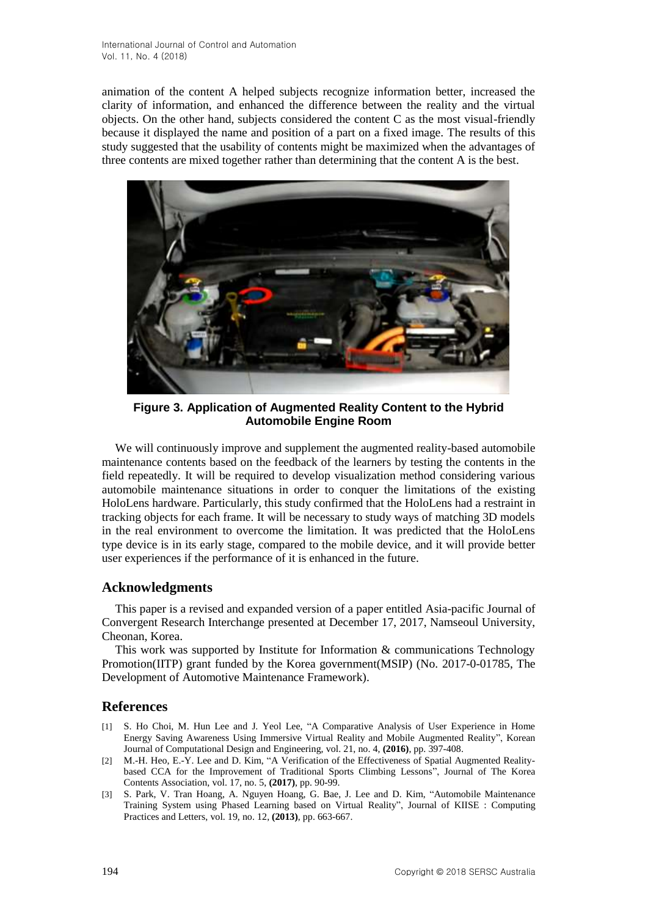animation of the content A helped subjects recognize information better, increased the clarity of information, and enhanced the difference between the reality and the virtual objects. On the other hand, subjects considered the content C as the most visual-friendly because it displayed the name and position of a part on a fixed image. The results of this study suggested that the usability of contents might be maximized when the advantages of three contents are mixed together rather than determining that the content A is the best.

**Figure 3. Application of Augmented Reality Content to the Hybrid Automobile Engine Room**

We will continuously improve and supplement the augmented reality-based automobile maintenance contents based on the feedback of the learners by testing the contents in the field repeatedly. It will be required to develop visualization method considering various automobile maintenance situations in order to conquer the limitations of the existing HoloLens hardware. Particularly, this study confirmed that the HoloLens had a restraint in tracking objects for each frame. It will be necessary to study ways of matching 3D models in the real environment to overcome the limitation. It was predicted that the HoloLens type device is in its early stage, compared to the mobile device, and it will provide better user experiences if the performance of it is enhanced in the future.

## Acknowledgments

This paper is a revised and expanded version of a paper entitled Asia-pacific Journal of Convergent Research Interchange presented at December 17, 2017, Namseoul University, Cheonan, Korea.

This work was supported by Institute for Information & communications Technology Promotion(IITP) grant funded by the Korea government(MSIP) (No. 2017-0-01785, The Development of Automotive Maintenance Framework).

## References

[1] S. Ho Choi, M. Hun Lee and J. Yeol Lee, "A Comparative Analysis of User Experience in Home Energy Saving Awareness Using Immersive Virtual Reality and Mobile Augmented Reality", Korean Journal of Computational Design and Engineering, vol. 21, no. 4, **(2016)**, pp. 397-408.

[2] M.-H. Heo, E.-Y. Lee and D. Kim, "A Verification of the Effectiveness of Spatial Augmented Reality-based CCA for the Improvement of Traditional Sports Climbing Lessons", Journal of The Korea Contents Association, vol. 17, no. 5, **(2017)**, pp. 90-99.

[3] S. Park, V. Tran Hoang, A. Nguyen Hoang, G. Bae, J. Lee and D. Kim, "Automobile Maintenance Training System using Phased Learning based on Virtual Reality", Journal of KIISE : Computing Practices and Letters, vol. 19, no. 12, **(2013)**, pp. 663-667.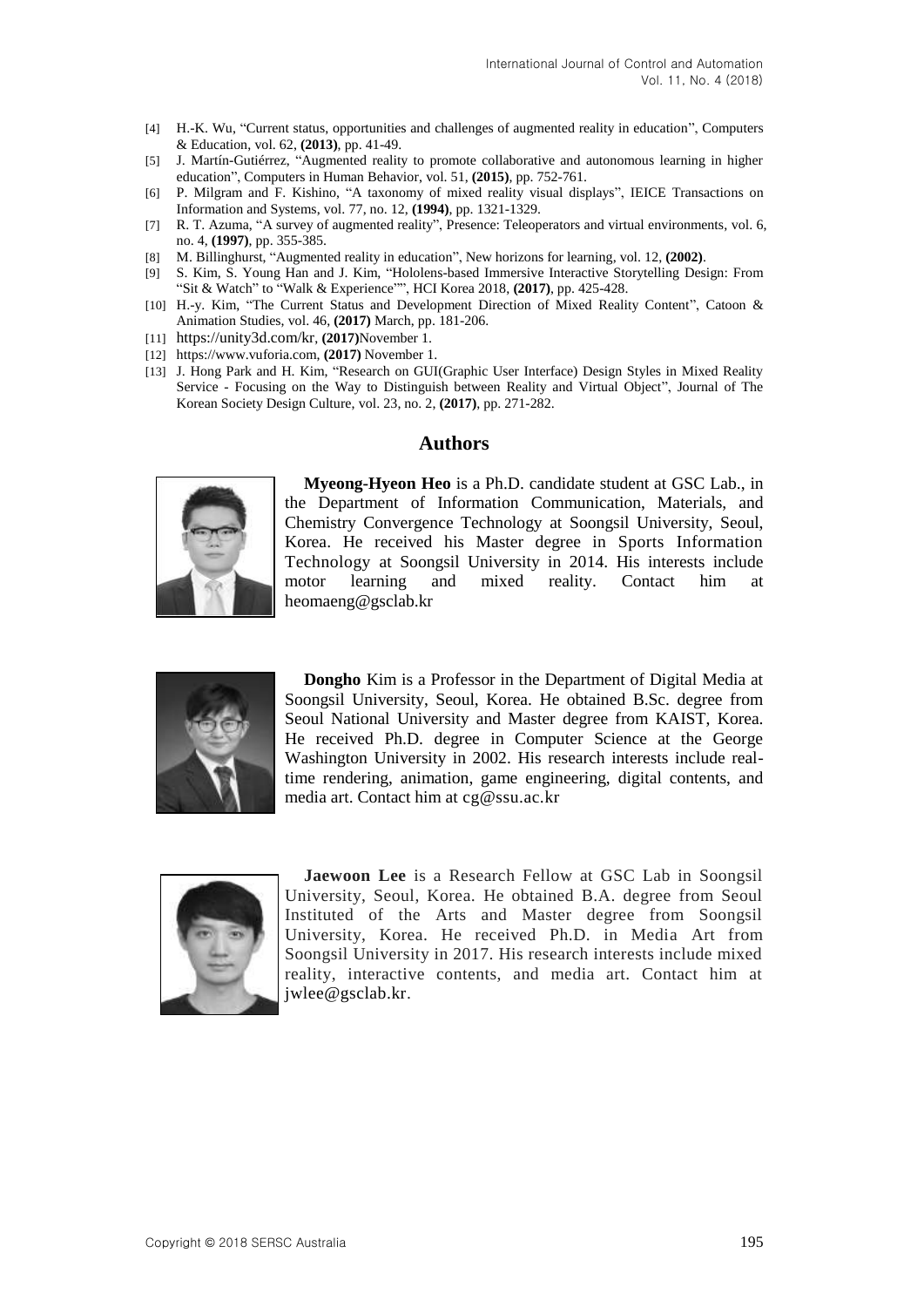[4] H.-K. Wu, "Current status, opportunities and challenges of augmented reality in education", Computers & Education, vol. 62, **(2013)**, pp. 41-49.

[5] J. Martín-Gutiérrez, "Augmented reality to promote collaborative and autonomous learning in higher education", Computers in Human Behavior, vol. 51, **(2015)**, pp. 752-761.

[6] P. Milgram and F. Kishino, "A taxonomy of mixed reality visual displays", IEICE Transactions on Information and Systems, vol. 77, no. 12, **(1994)**, pp. 1321-1329.

[7] R. T. Azuma, "A survey of augmented reality", Presence: Teleoperators and virtual environments, vol. 6, no. 4, **(1997)**, pp. 355-385.

[8] M. Billinghurst, "Augmented reality in education", New horizons for learning, vol. 12, **(2002)**.

[9] S. Kim, S. Young Han and J. Kim, "Hololens-based Immersive Interactive Storytelling Design: From "Sit & Watch" to "Walk & Experience"", HCI Korea 2018, **(2017)**, pp. 425-428.

[10] H.-y. Kim, "The Current Status and Development Direction of Mixed Reality Content", Catoon & Animation Studies, vol. 46, **(2017)** March, pp. 181-206.

[11] https://unity3d.com/kr, **(2017)**November 1.

[12] https://www.vuforia.com, **(2017)** November 1.

[13] J. Hong Park and H. Kim, "Research on GUI(Graphic User Interface) Design Styles in Mixed Reality Service - Focusing on the Way to Distinguish between Reality and Virtual Object", Journal of The Korean Society Design Culture, vol. 23, no. 2, **(2017)**, pp. 271-282.

## Authors

**Myeong-Hyeon Heo** is a Ph.D. candidate student at GSC Lab., in the Department of Information Communication, Materials, and Chemistry Convergence Technology at Soongsil University, Seoul, Korea. He received his Master degree in Sports Information Technology at Soongsil University in 2014. His interests include motor learning and mixed reality. Contact him at heomaeng@gsclab.kr

**Dongho** Kim is a Professor in the Department of Digital Media at Soongsil University, Seoul, Korea. He obtained B.Sc. degree from Seoul National University and Master degree from KAIST, Korea. He received Ph.D. degree in Computer Science at the George Washington University in 2002. His research interests include real-time rendering, animation, game engineering, digital contents, and media art. Contact him at cg@ssu.ac.kr

**Jaewoon Lee** is a Research Fellow at GSC Lab in Soongsil University, Seoul, Korea. He obtained B.A. degree from Seoul Instituted of the Arts and Master degree from Soongsil University, Korea. He received Ph.D. in Media Art from Soongsil University in 2017. His research interests include mixed reality, interactive contents, and media art. Contact him at jwlee@gsclab.kr.